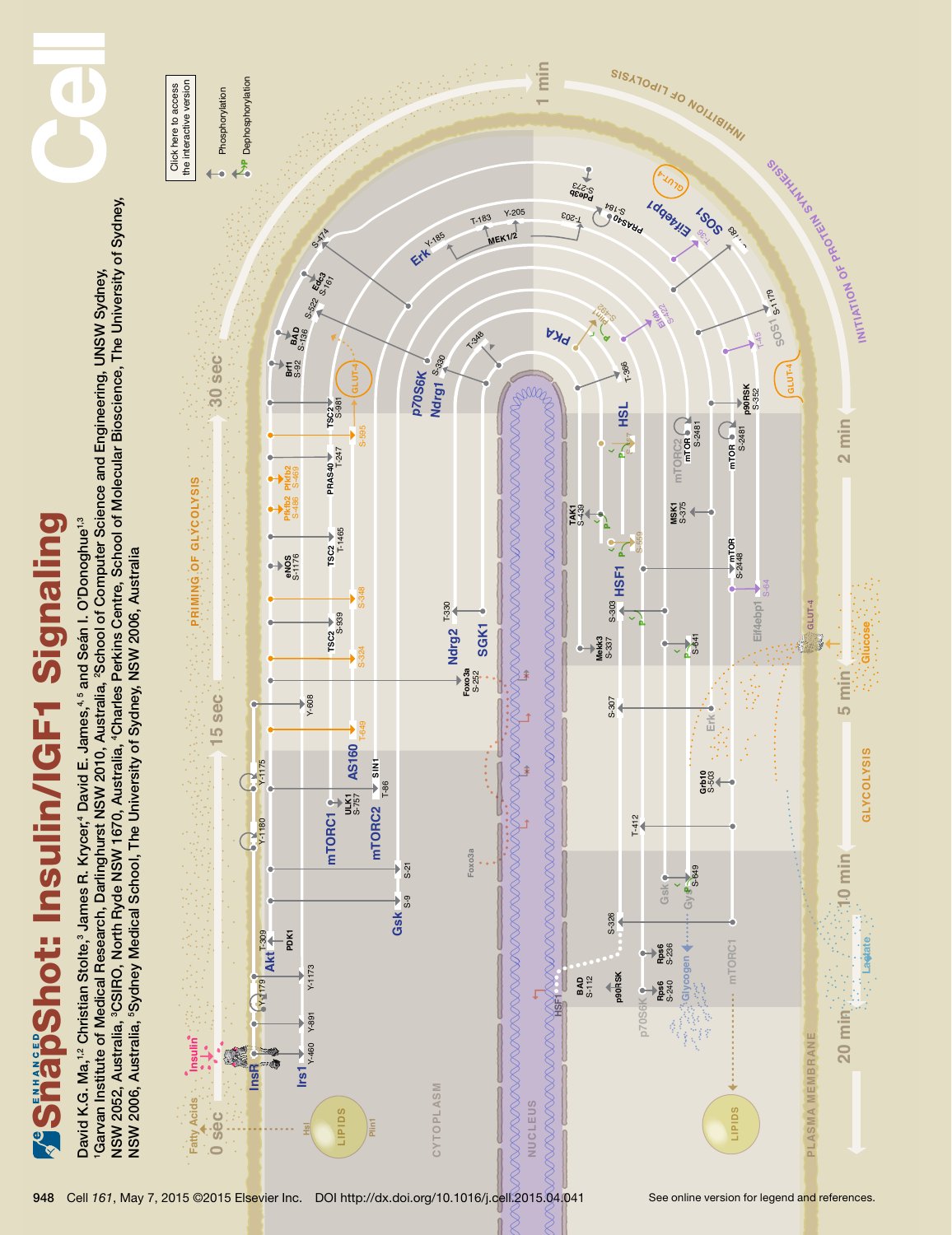# SnapShot: Insulin/IGF1 Signaling

David K.G. Ma,[1,2] Christian Stolte,[3] James R. Krycer,[4] David E. James,[4,5] and Seán I. O'Donoghue[1,3]

[1]Garvan Institute of Medical Research, Darlinghurst NSW 2010, Australia, [2]School of Computer Science and Engineering, UNSW Sydney, NSW 2052, Australia, [3]CSIRO, North Ryde NSW 1670, Australia, [4]Charles Perkins Centre, School of Molecular Bioscience, The University of Sydney, NSW 2006, Australia, [5]Sydney Medical School, The University of Sydney, NSW 2006, Australia

See online version for legend and references.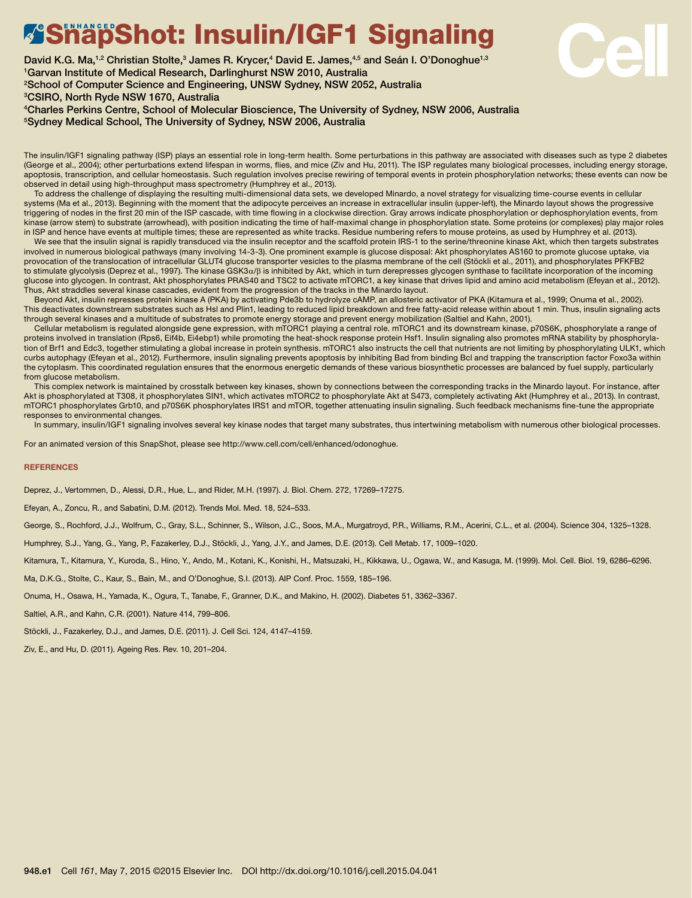# SnapShot: Insulin/IGF1 Signaling

David K.G. Ma,[1,2] Christian Stolte,[3] James R. Krycer,[4] David E. James,[4,5] and Seán I. O'Donoghue[1,3]

[1]Garvan Institute of Medical Research, Darlinghurst NSW 2010, Australia
[2]School of Computer Science and Engineering, UNSW Sydney, NSW 2052, Australia
[3]CSIRO, North Ryde NSW 1670, Australia
[4]Charles Perkins Centre, School of Molecular Bioscience, The University of Sydney, NSW 2006, Australia
[5]Sydney Medical School, The University of Sydney, NSW 2006, Australia

The insulin/IGF1 signaling pathway (ISP) plays an essential role in long-term health. Some perturbations in this pathway are associated with diseases such as type 2 diabetes (George et al., 2004); other perturbations extend lifespan in worms, flies, and mice (Ziv and Hu, 2011). The ISP regulates many biological processes, including energy storage, apoptosis, transcription, and cellular homeostasis. Such regulation involves precise rewiring of temporal events in protein phosphorylation networks; these events can now be observed in detail using high-throughput mass spectrometry (Humphrey et al., 2013).

To address the challenge of displaying the resulting multi-dimensional data sets, we developed Minardo, a novel strategy for visualizing time-course events in cellular systems (Ma et al., 2013). Beginning with the moment that the adipocyte perceives an increase in extracellular insulin (upper-left), the Minardo layout shows the progressive triggering of nodes in the first 20 min of the ISP cascade, with time flowing in a clockwise direction. Gray arrows indicate phosphorylation or dephosphorylation events, from kinase (arrow stem) to substrate (arrowhead), with position indicating the time of half-maximal change in phosphorylation state. Some proteins (or complexes) play major roles in ISP and hence have events at multiple times; these are represented as white tracks. Residue numbering refers to mouse proteins, as used by Humphrey et al. (2013).

We see that the insulin signal is rapidly transduced via the insulin receptor and the scaffold protein IRS-1 to the serine/threonine kinase Akt, which then targets substrates involved in numerous biological pathways (many involving 14-3-3). One prominent example is glucose disposal: Akt phosphorylates AS160 to promote glucose uptake, via provocation of the translocation of intracellular GLUT4 glucose transporter vesicles to the plasma membrane of the cell (Stöckli et al., 2011), and phosphorylates PFKFB2 to stimulate glycolysis (Deprez et al., 1997). The kinase GSK3$\alpha$/$\beta$ is inhibited by Akt, which in turn derepresses glycogen synthase to facilitate incorporation of the incoming glucose into glycogen. In contrast, Akt phosphorylates PRAS40 and TSC2 to activate mTORC1, a key kinase that drives lipid and amino acid metabolism (Efeyan et al., 2012). Thus, Akt straddles several kinase cascades, evident from the progression of the tracks in the Minardo layout.

Beyond Akt, insulin represses protein kinase A (PKA) by activating Pde3b to hydrolyze cAMP, an allosteric activator of PKA (Kitamura et al., 1999; Onuma et al., 2002). This deactivates downstream substrates such as Hsl and Plin1, leading to reduced lipid breakdown and free fatty-acid release within about 1 min. Thus, insulin signaling acts through several kinases and a multitude of substrates to promote energy storage and prevent energy mobilization (Saltiel and Kahn, 2001).

Cellular metabolism is regulated alongside gene expression, with mTORC1 playing a central role. mTORC1 and its downstream kinase, p70S6K, phosphorylate a range of proteins involved in translation (Rps6, Eif4b, Ei4ebp1) while promoting the heat-shock response protein Hsf1. Insulin signaling also promotes mRNA stability by phosphorylation of Brf1 and Edc3, together stimulating a global increase in protein synthesis. mTORC1 also instructs the cell that nutrients are not limiting by phosphorylating ULK1, which curbs autophagy (Efeyan et al., 2012). Furthermore, insulin signaling prevents apoptosis by inhibiting Bad from binding Bcl and trapping the transcription factor Foxo3a within the cytoplasm. This coordinated regulation ensures that the enormous energetic demands of these various biosynthetic processes are balanced by fuel supply, particularly from glucose metabolism.

This complex network is maintained by crosstalk between key kinases, shown by connections between the corresponding tracks in the Minardo layout. For instance, after Akt is phosphorylated at T308, it phosphorylates SIN1, which activates mTORC2 to phosphorylate Akt at S473, completely activating Akt (Humphrey et al., 2013). In contrast, mTORC1 phosphorylates Grb10, and p70S6K phosphorylates IRS1 and mTOR, together attenuating insulin signaling. Such feedback mechanisms fine-tune the appropriate responses to environmental changes.

In summary, insulin/IGF1 signaling involves several key kinase nodes that target many substrates, thus intertwining metabolism with numerous other biological processes.

For an animated version of this SnapShot, please see http://www.cell.com/cell/enhanced/odonoghue.

## REFERENCES

Deprez, J., Vertommen, D., Alessi, D.R., Hue, L., and Rider, M.H. (1997). J. Biol. Chem. 272, 17269–17275.

Efeyan, A., Zoncu, R., and Sabatini, D.M. (2012). Trends Mol. Med. 18, 524–533.

George, S., Rochford, J.J., Wolfrum, C., Gray, S.L., Schinner, S., Wilson, J.C., Soos, M.A., Murgatroyd, P.R., Williams, R.M., Acerini, C.L., et al. (2004). Science 304, 1325–1328.

Humphrey, S.J., Yang, G., Yang, P., Fazakerley, D.J., Stöckli, J., Yang, J.Y., and James, D.E. (2013). Cell Metab. 17, 1009–1020.

Kitamura, T., Kitamura, Y., Kuroda, S., Hino, Y., Ando, M., Kotani, K., Konishi, H., Matsuzaki, H., Kikkawa, U., Ogawa, W., and Kasuga, M. (1999). Mol. Cell. Biol. 19, 6286–6296.

Ma, D.K.G., Stolte, C., Kaur, S., Bain, M., and O'Donoghue, S.I. (2013). AIP Conf. Proc. 1559, 185–196.

Onuma, H., Osawa, H., Yamada, K., Ogura, T., Tanabe, F., Granner, D.K., and Makino, H. (2002). Diabetes 51, 3362–3367.

Saltiel, A.R., and Kahn, C.R. (2001). Nature 414, 799–806.

Stöckli, J., Fazakerley, D.J., and James, D.E. (2011). J. Cell Sci. 124, 4147–4159.

Ziv, E., and Hu, D. (2011). Ageing Res. Rev. 10, 201–204.